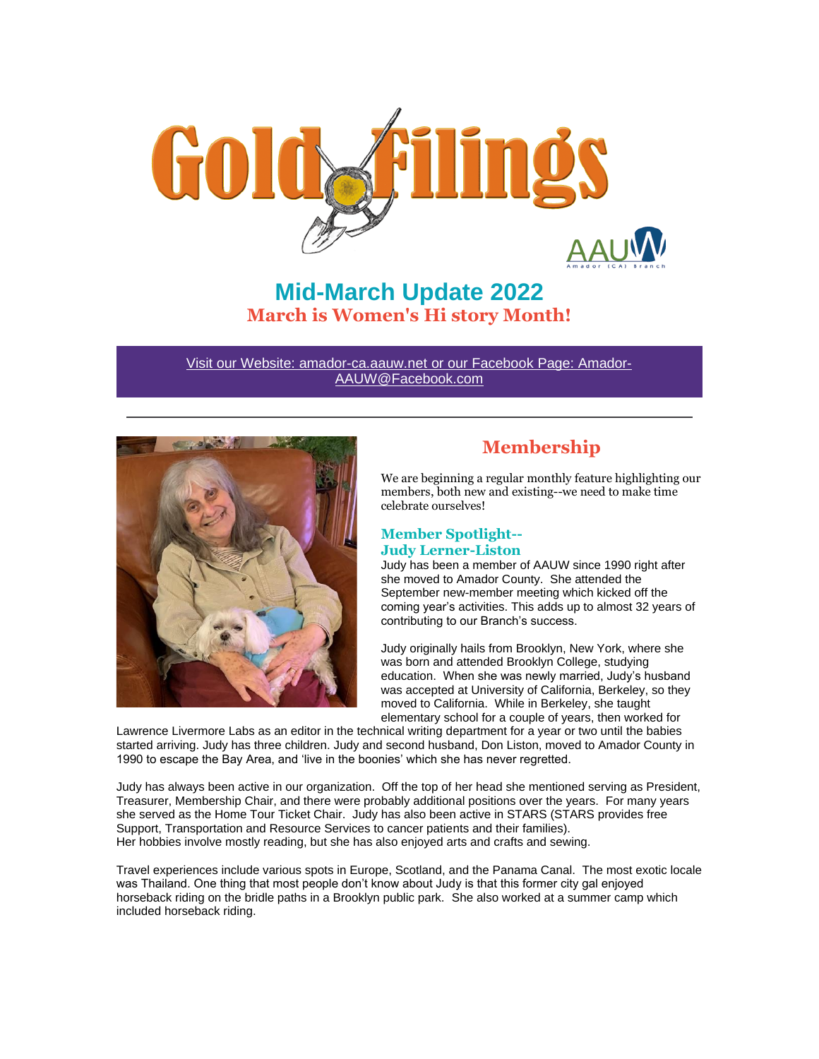# Gold Filings

AAUW Amador (CA) Branch

## Mid-March Update 2022

**March is Women's Hi story Month!**

Visit our Website: amador-ca.aauw.net or our Facebook Page: Amador-AAUW@Facebook.com

---

## Membership

We are beginning a regular monthly feature highlighting our members, both new and existing--we need to make time celebrate ourselves!

### Member Spotlight--Judy Lerner-Liston

Judy has been a member of AAUW since 1990 right after she moved to Amador County. She attended the September new-member meeting which kicked off the coming year's activities. This adds up to almost 32 years of contributing to our Branch's success.

Judy originally hails from Brooklyn, New York, where she was born and attended Brooklyn College, studying education. When she was newly married, Judy's husband was accepted at University of California, Berkeley, so they moved to California. While in Berkeley, she taught elementary school for a couple of years, then worked for Lawrence Livermore Labs as an editor in the technical writing department for a year or two until the babies started arriving. Judy has three children. Judy and second husband, Don Liston, moved to Amador County in 1990 to escape the Bay Area, and 'live in the boonies' which she has never regretted.

Judy has always been active in our organization. Off the top of her head she mentioned serving as President, Treasurer, Membership Chair, and there were probably additional positions over the years. For many years she served as the Home Tour Ticket Chair. Judy has also been active in STARS (STARS provides free Support, Transportation and Resource Services to cancer patients and their families).
Her hobbies involve mostly reading, but she has also enjoyed arts and crafts and sewing.

Travel experiences include various spots in Europe, Scotland, and the Panama Canal. The most exotic locale was Thailand. One thing that most people don't know about Judy is that this former city gal enjoyed horseback riding on the bridle paths in a Brooklyn public park. She also worked at a summer camp which included horseback riding.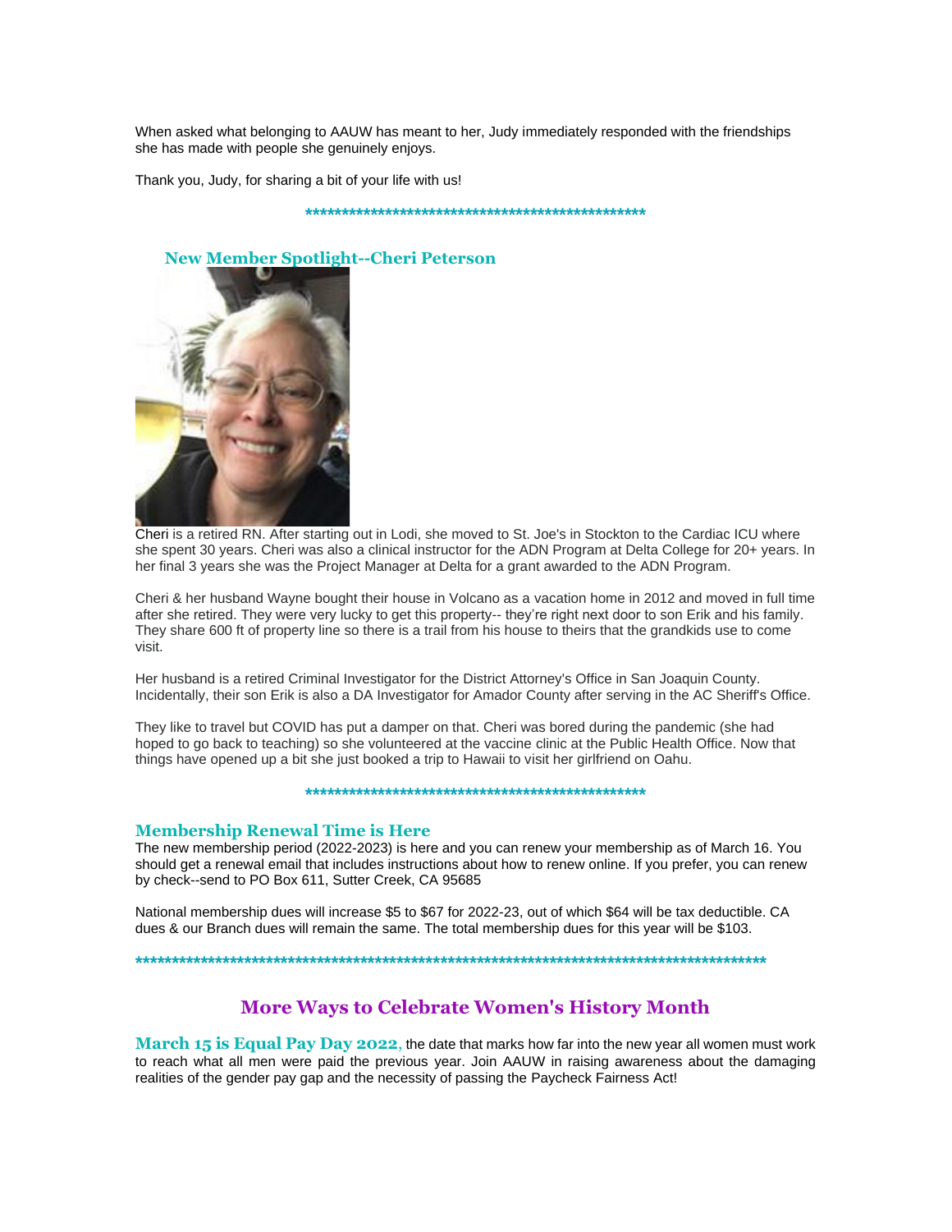When asked what belonging to AAUW has meant to her, Judy immediately responded with the friendships she has made with people she genuinely enjoys.

Thank you, Judy, for sharing a bit of your life with us!

*************************************************

### New Member Spotlight--Cheri Peterson

Cheri is a retired RN. After starting out in Lodi, she moved to St. Joe's in Stockton to the Cardiac ICU where she spent 30 years. Cheri was also a clinical instructor for the ADN Program at Delta College for 20+ years. In her final 3 years she was the Project Manager at Delta for a grant awarded to the ADN Program.

Cheri & her husband Wayne bought their house in Volcano as a vacation home in 2012 and moved in full time after she retired. They were very lucky to get this property-- they're right next door to son Erik and his family. They share 600 ft of property line so there is a trail from his house to theirs that the grandkids use to come visit.

Her husband is a retired Criminal Investigator for the District Attorney's Office in San Joaquin County. Incidentally, their son Erik is also a DA Investigator for Amador County after serving in the AC Sheriff's Office.

They like to travel but COVID has put a damper on that. Cheri was bored during the pandemic (she had hoped to go back to teaching) so she volunteered at the vaccine clinic at the Public Health Office. Now that things have opened up a bit she just booked a trip to Hawaii to visit her girlfriend on Oahu.

*************************************************

### Membership Renewal Time is Here

The new membership period (2022-2023) is here and you can renew your membership as of March 16. You should get a renewal email that includes instructions about how to renew online. If you prefer, you can renew by check--send to PO Box 611, Sutter Creek, CA 95685

National membership dues will increase $5 to $67 for 2022-23, out of which $64 will be tax deductible. CA dues & our Branch dues will remain the same. The total membership dues for this year will be $103.

*********************************************************************************************

## More Ways to Celebrate Women's History Month

**March 15 is Equal Pay Day 2022,** the date that marks how far into the new year all women must work to reach what all men were paid the previous year. Join AAUW in raising awareness about the damaging realities of the gender pay gap and the necessity of passing the Paycheck Fairness Act!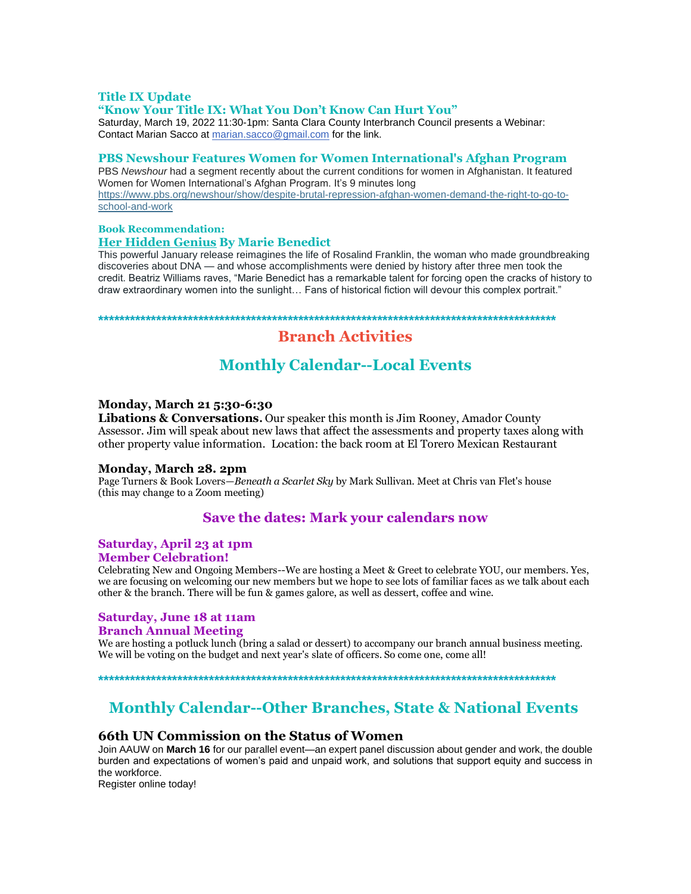### Title IX Update

### "Know Your Title IX: What You Don't Know Can Hurt You"

Saturday, March 19, 2022 11:30-1pm: Santa Clara County Interbranch Council presents a Webinar: Contact Marian Sacco at marian.sacco@gmail.com for the link.

### PBS Newshour Features Women for Women International's Afghan Program

PBS *Newshour* had a segment recently about the current conditions for women in Afghanistan. It featured Women for Women International's Afghan Program. It's 9 minutes long https://www.pbs.org/newshour/show/despite-brutal-repression-afghan-women-demand-the-right-to-go-to-school-and-work

#### Book Recommendation:

### Her Hidden Genius By Marie Benedict

This powerful January release reimagines the life of Rosalind Franklin, the woman who made groundbreaking discoveries about DNA — and whose accomplishments were denied by history after three men took the credit. Beatriz Williams raves, "Marie Benedict has a remarkable talent for forcing open the cracks of history to draw extraordinary women into the sunlight… Fans of historical fiction will devour this complex portrait."

*******************************************************************************************

## Branch Activities

## Monthly Calendar--Local Events

**Monday, March 21 5:30-6:30**

**Libations & Conversations.** Our speaker this month is Jim Rooney, Amador County Assessor. Jim will speak about new laws that affect the assessments and property taxes along with other property value information. Location: the back room at El Torero Mexican Restaurant

**Monday, March 28. 2pm**

Page Turners & Book Lovers—*Beneath a Scarlet Sky* by Mark Sullivan. Meet at Chris van Flet's house (this may change to a Zoom meeting)

### Save the dates: Mark your calendars now

**Saturday, April 23 at 1pm**
**Member Celebration!**

Celebrating New and Ongoing Members--We are hosting a Meet & Greet to celebrate YOU, our members. Yes, we are focusing on welcoming our new members but we hope to see lots of familiar faces as we talk about each other & the branch. There will be fun & games galore, as well as dessert, coffee and wine.

**Saturday, June 18 at 11am**
**Branch Annual Meeting**

We are hosting a potluck lunch (bring a salad or dessert) to accompany our branch annual business meeting. We will be voting on the budget and next year's slate of officers. So come one, come all!

*******************************************************************************************

## Monthly Calendar--Other Branches, State & National Events

### 66th UN Commission on the Status of Women

Join AAUW on **March 16** for our parallel event—an expert panel discussion about gender and work, the double burden and expectations of women's paid and unpaid work, and solutions that support equity and success in the workforce.

Register online today!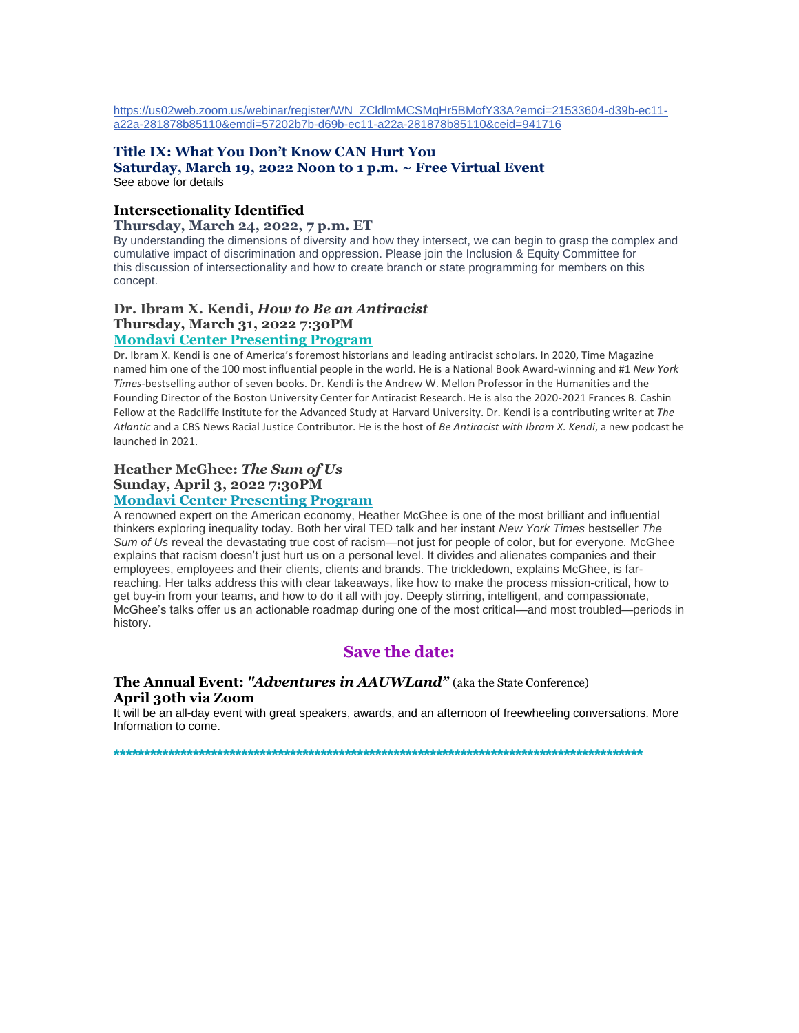https://us02web.zoom.us/webinar/register/WN_ZCldlmMCSMqHr5BMofY33A?emci=21533604-d39b-ec11-a22a-281878b85110&emdi=57202b7b-d69b-ec11-a22a-281878b85110&ceid=941716

### Title IX: What You Don't Know CAN Hurt You
### Saturday, March 19, 2022 Noon to 1 p.m. ~ Free Virtual Event

See above for details

### Intersectionality Identified
### Thursday, March 24, 2022, 7 p.m. ET

By understanding the dimensions of diversity and how they intersect, we can begin to grasp the complex and cumulative impact of discrimination and oppression. Please join the Inclusion & Equity Committee for this discussion of intersectionality and how to create branch or state programming for members on this concept.

### Dr. Ibram X. Kendi, *How to Be an Antiracist*
### Thursday, March 31, 2022 7:30PM
### Mondavi Center Presenting Program

Dr. Ibram X. Kendi is one of America's foremost historians and leading antiracist scholars. In 2020, Time Magazine named him one of the 100 most influential people in the world. He is a National Book Award-winning and #1 *New York Times*-bestselling author of seven books. Dr. Kendi is the Andrew W. Mellon Professor in the Humanities and the Founding Director of the Boston University Center for Antiracist Research. He is also the 2020-2021 Frances B. Cashin Fellow at the Radcliffe Institute for the Advanced Study at Harvard University. Dr. Kendi is a contributing writer at *The Atlantic* and a CBS News Racial Justice Contributor. He is the host of *Be Antiracist with Ibram X. Kendi*, a new podcast he launched in 2021.

### Heather McGhee: *The Sum of Us*
### Sunday, April 3, 2022 7:30PM
### Mondavi Center Presenting Program

A renowned expert on the American economy, Heather McGhee is one of the most brilliant and influential thinkers exploring inequality today. Both her viral TED talk and her instant *New York Times* bestseller *The Sum of Us* reveal the devastating true cost of racism—not just for people of color, but for everyone. McGhee explains that racism doesn't just hurt us on a personal level. It divides and alienates companies and their employees, employees and their clients, clients and brands. The trickledown, explains McGhee, is far-reaching. Her talks address this with clear takeaways, like how to make the process mission-critical, how to get buy-in from your teams, and how to do it all with joy. Deeply stirring, intelligent, and compassionate, McGhee's talks offer us an actionable roadmap during one of the most critical—and most troubled—periods in history.

## Save the date:

### The Annual Event: *"Adventures in AAUWLand"* (aka the State Conference)
### April 30th via Zoom

It will be an all-day event with great speakers, awards, and an afternoon of freewheeling conversations. More Information to come.

*******************************************************************************************